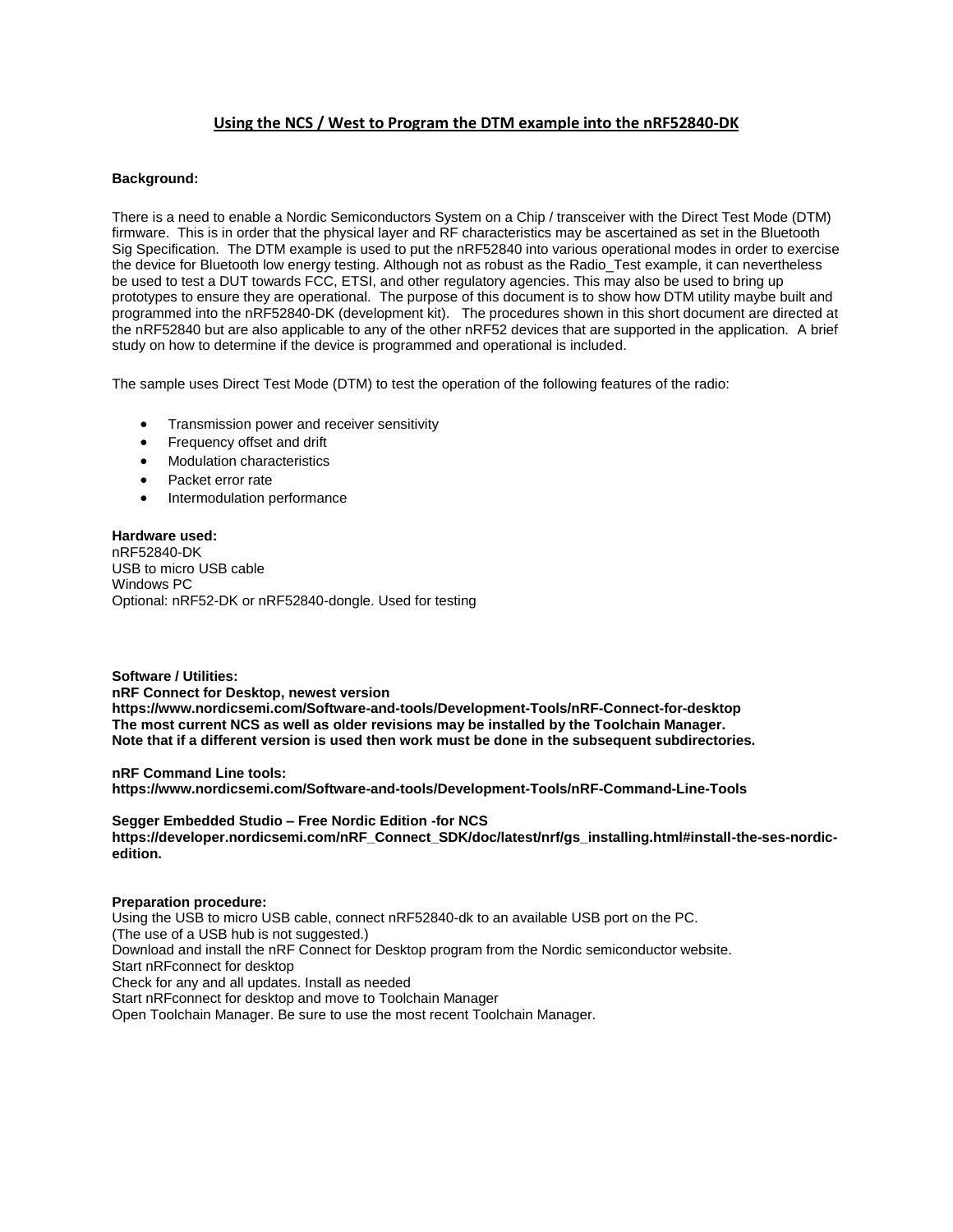# Using the NCS / West to Program the DTM example into the nRF52840-DK

**Background:**

There is a need to enable a Nordic Semiconductors System on a Chip / transceiver with the Direct Test Mode (DTM) firmware. This is in order that the physical layer and RF characteristics may be ascertained as set in the Bluetooth Sig Specification. The DTM example is used to put the nRF52840 into various operational modes in order to exercise the device for Bluetooth low energy testing. Although not as robust as the Radio_Test example, it can nevertheless be used to test a DUT towards FCC, ETSI, and other regulatory agencies. This may also be used to bring up prototypes to ensure they are operational. The purpose of this document is to show how DTM utility maybe built and programmed into the nRF52840-DK (development kit). The procedures shown in this short document are directed at the nRF52840 but are also applicable to any of the other nRF52 devices that are supported in the application. A brief study on how to determine if the device is programmed and operational is included.

The sample uses Direct Test Mode (DTM) to test the operation of the following features of the radio:

- Transmission power and receiver sensitivity
- Frequency offset and drift
- Modulation characteristics
- Packet error rate
- Intermodulation performance

**Hardware used:**
nRF52840-DK
USB to micro USB cable
Windows PC
Optional: nRF52-DK or nRF52840-dongle. Used for testing

**Software / Utilities:**
**nRF Connect for Desktop, newest version**
**https://www.nordicsemi.com/Software-and-tools/Development-Tools/nRF-Connect-for-desktop**
**The most current NCS as well as older revisions may be installed by the Toolchain Manager.**
**Note that if a different version is used then work must be done in the subsequent subdirectories.**

**nRF Command Line tools:**
**https://www.nordicsemi.com/Software-and-tools/Development-Tools/nRF-Command-Line-Tools**

**Segger Embedded Studio – Free Nordic Edition -for NCS**
**https://developer.nordicsemi.com/nRF_Connect_SDK/doc/latest/nrf/gs_installing.html#install-the-ses-nordic-edition.**

**Preparation procedure:**
Using the USB to micro USB cable, connect nRF52840-dk to an available USB port on the PC.
(The use of a USB hub is not suggested.)
Download and install the nRF Connect for Desktop program from the Nordic semiconductor website.
Start nRFconnect for desktop
Check for any and all updates. Install as needed
Start nRFconnect for desktop and move to Toolchain Manager
Open Toolchain Manager. Be sure to use the most recent Toolchain Manager.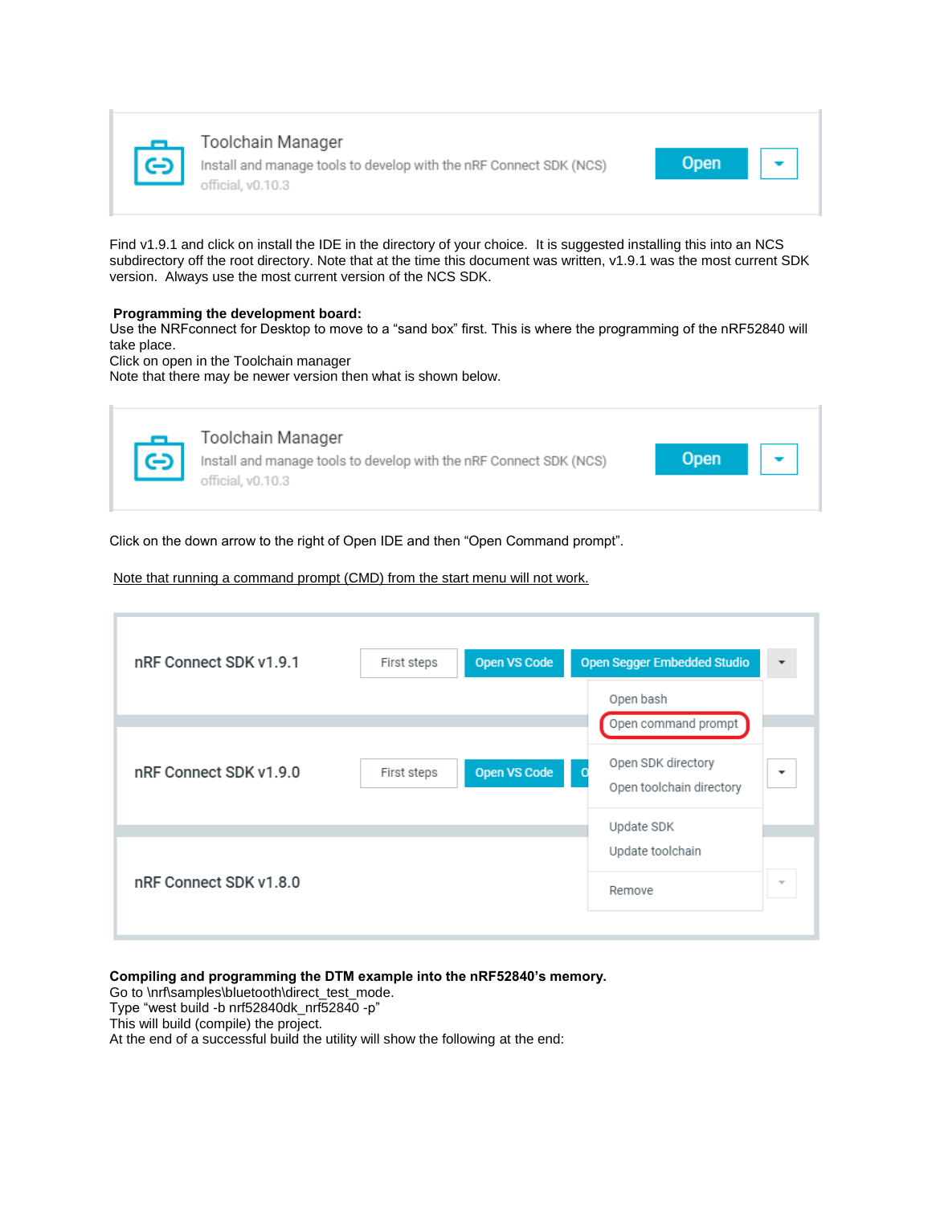Toolchain Manager
Install and manage tools to develop with the nRF Connect SDK (NCS)
official, v0.10.3

Open

Find v1.9.1 and click on install the IDE in the directory of your choice. It is suggested installing this into an NCS subdirectory off the root directory. Note that at the time this document was written, v1.9.1 was the most current SDK version. Always use the most current version of the NCS SDK.

**Programming the development board:**
Use the NRFconnect for Desktop to move to a "sand box" first. This is where the programming of the nRF52840 will take place.
Click on open in the Toolchain manager
Note that there may be newer version then what is shown below.

Toolchain Manager
Install and manage tools to develop with the nRF Connect SDK (NCS)
official, v0.10.3

Open

Click on the down arrow to the right of Open IDE and then "Open Command prompt".

Note that running a command prompt (CMD) from the start menu will not work.

nRF Connect SDK v1.9.1 — First steps | Open VS Code | Open Segger Embedded Studio

- Open bash
- Open command prompt
- Open SDK directory
- Open toolchain directory
- Update SDK
- Update toolchain
- Remove

nRF Connect SDK v1.9.0 — First steps | Open VS Code

nRF Connect SDK v1.8.0

**Compiling and programming the DTM example into the nRF52840's memory.**
Go to \nrf\samples\bluetooth\direct_test_mode.
Type "west build -b nrf52840dk_nrf52840 -p"
This will build (compile) the project.
At the end of a successful build the utility will show the following at the end: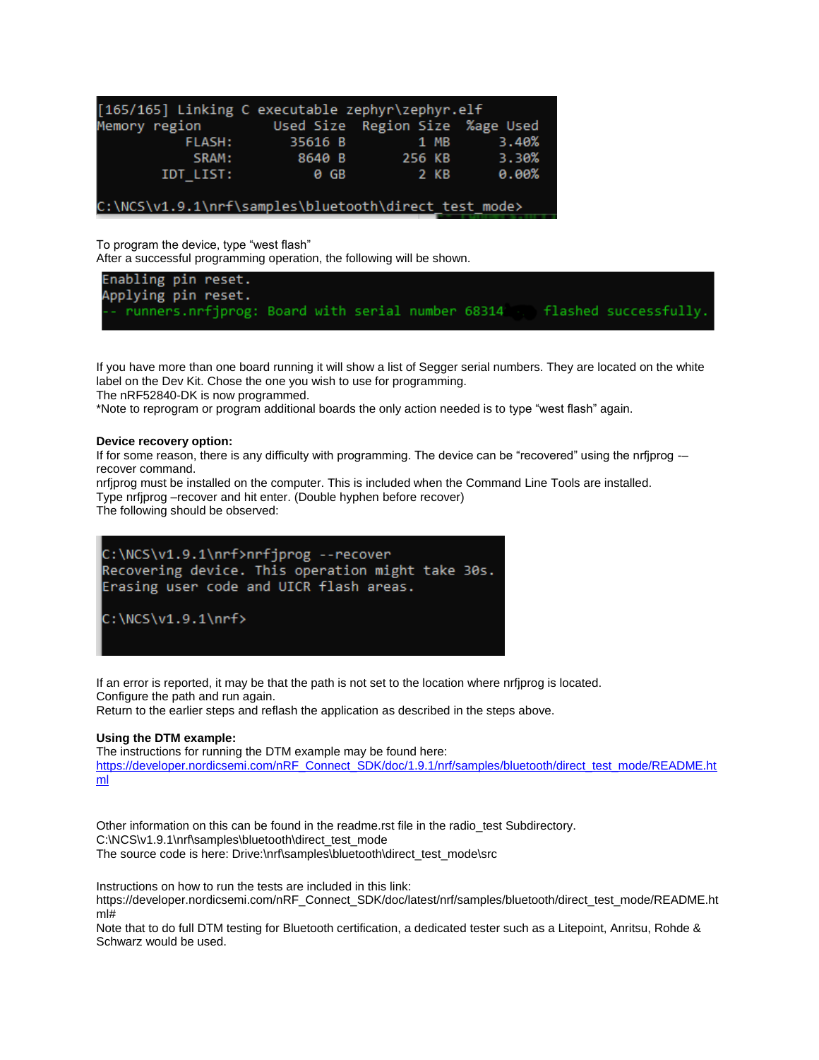```
[165/165] Linking C executable zephyr\zephyr.elf
Memory region         Used Size  Region Size  %age Used
           FLASH:       35616 B         1 MB      3.40%
            SRAM:        8640 B       256 KB      3.30%
        IDT_LIST:          0 GB         2 KB      0.00%

C:\NCS\v1.9.1\nrf\samples\bluetooth\direct_test_mode>
```

To program the device, type “west flash”
After a successful programming operation, the following will be shown.

```
Enabling pin reset.
Applying pin reset.
-- runners.nrfjprog: Board with serial number 68314     flashed successfully.
```

If you have more than one board running it will show a list of Segger serial numbers. They are located on the white label on the Dev Kit. Chose the one you wish to use for programming.
The nRF52840-DK is now programmed.
*Note to reprogram or program additional boards the only action needed is to type “west flash” again.

**Device recovery option:**
If for some reason, there is any difficulty with programming. The device can be “recovered” using the nrfjprog -–recover command.
nrfjprog must be installed on the computer. This is included when the Command Line Tools are installed.
Type nrfjprog –recover and hit enter. (Double hyphen before recover)
The following should be observed:

```
C:\NCS\v1.9.1\nrf>nrfjprog --recover
Recovering device. This operation might take 30s.
Erasing user code and UICR flash areas.

C:\NCS\v1.9.1\nrf>
```

If an error is reported, it may be that the path is not set to the location where nrfjprog is located.
Configure the path and run again.
Return to the earlier steps and reflash the application as described in the steps above.

**Using the DTM example:**
The instructions for running the DTM example may be found here:
[https://developer.nordicsemi.com/nRF_Connect_SDK/doc/1.9.1/nrf/samples/bluetooth/direct_test_mode/README.html](https://developer.nordicsemi.com/nRF_Connect_SDK/doc/1.9.1/nrf/samples/bluetooth/direct_test_mode/README.html)

Other information on this can be found in the readme.rst file in the radio_test Subdirectory.
C:\NCS\v1.9.1\nrf\samples\bluetooth\direct_test_mode
The source code is here: Drive:\nrf\samples\bluetooth\direct_test_mode\src

Instructions on how to run the tests are included in this link:
https://developer.nordicsemi.com/nRF_Connect_SDK/doc/latest/nrf/samples/bluetooth/direct_test_mode/README.html#
Note that to do full DTM testing for Bluetooth certification, a dedicated tester such as a Litepoint, Anritsu, Rohde & Schwarz would be used.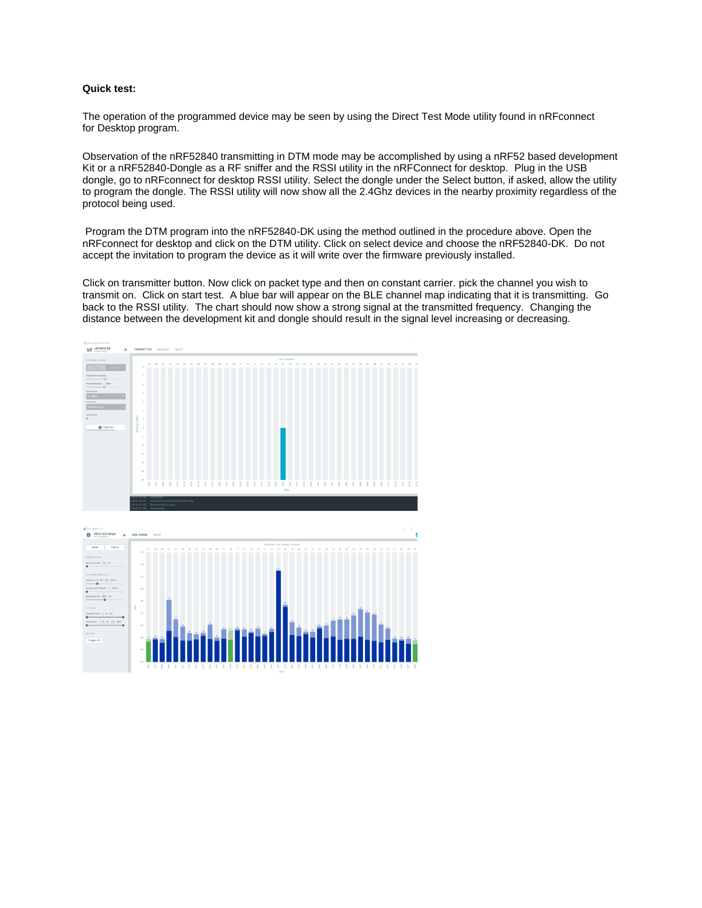**Quick test:**

The operation of the programmed device may be seen by using the Direct Test Mode utility found in nRFconnect for Desktop program.

Observation of the nRF52840 transmitting in DTM mode may be accomplished by using a nRF52 based development Kit or a nRF52840-Dongle as a RF sniffer and the RSSI utility in the nRFConnect for desktop. Plug in the USB dongle, go to nRFconnect for desktop RSSI utility. Select the dongle under the Select button, if asked, allow the utility to program the dongle. The RSSI utility will now show all the 2.4Ghz devices in the nearby proximity regardless of the protocol being used.

Program the DTM program into the nRF52840-DK using the method outlined in the procedure above. Open the nRFconnect for desktop and click on the DTM utility. Click on select device and choose the nRF52840-DK. Do not accept the invitation to program the device as it will write over the firmware previously installed.

Click on transmitter button. Now click on packet type and then on constant carrier. pick the channel you wish to transmit on. Click on start test. A blue bar will appear on the BLE channel map indicating that it is transmitting. Go back to the RSSI utility. The chart should now show a strong signal at the transmitted frequency. Changing the distance between the development kit and dongle should result in the signal level increasing or decreasing.